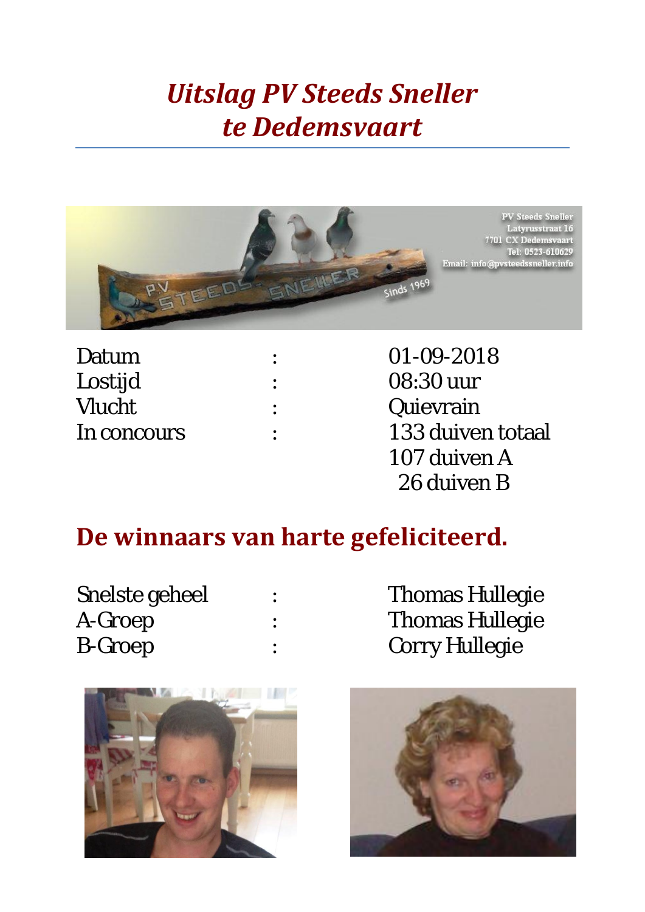# *Uitslag PV Steeds Sneller te Dedemsvaart*

| | | |
|---|---|---|
| Datum | : | 01-09-2018 |
| Lostijd | : | 08:30 uur |
| Vlucht | : | Quievrain |
| In concours | : | 133 duiven totaal |
| | | 107 duiven A |
| | | 26 duiven B |

## De winnaars van harte gefeliciteerd.

| | | |
|---|---|---|
| Snelste geheel | : | Thomas Hullegie |
| A-Groep | : | Thomas Hullegie |
| B-Groep | : | Corry Hullegie |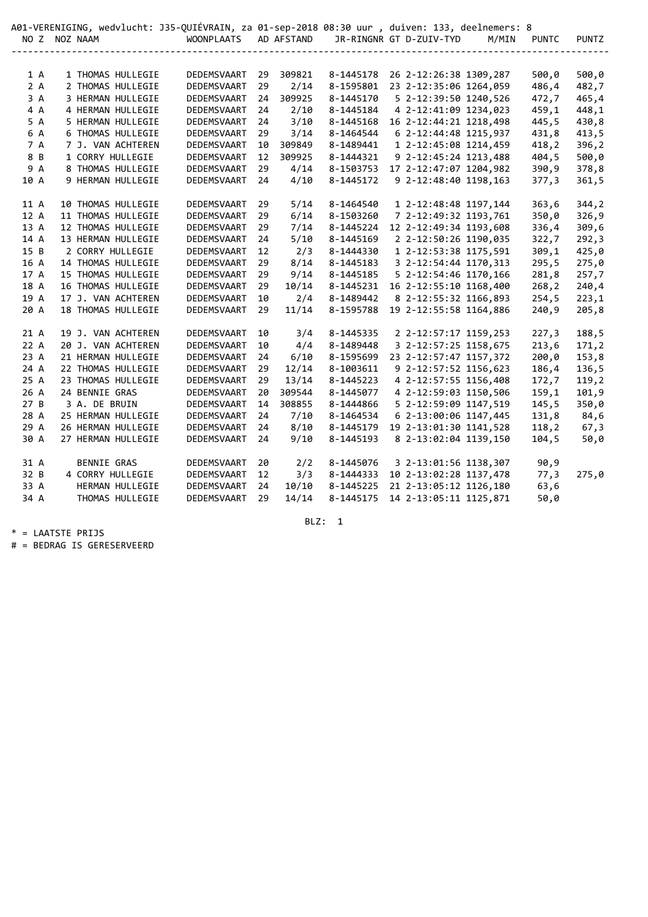A01-VERENIGING, wedvlucht: J35-QUIÉVRAIN, za 01-sep-2018 08:30 uur , duiven: 133, deelnemers: 8

| NO | Z | NOZ | NAAM | WOONPLAATS | AD | AFSTAND | JR-RINGNR | GT | D-ZUIV-TYD | M/MIN | PUNTC | PUNTZ |
|---|---|---|---|---|---|---|---|---|---|---|---|---|
| 1 | A | 1 | THOMAS HULLEGIE | DEDEMSVAART | 29 | 309821 | 8-1445178 | 26 | 2-12:26:38 | 1309,287 | 500,0 | 500,0 |
| 2 | A | 2 | THOMAS HULLEGIE | DEDEMSVAART | 29 | 2/14 | 8-1595801 | 23 | 2-12:35:06 | 1264,059 | 486,4 | 482,7 |
| 3 | A | 3 | HERMAN HULLEGIE | DEDEMSVAART | 24 | 309925 | 8-1445170 | 5 | 2-12:39:50 | 1240,526 | 472,7 | 465,4 |
| 4 | A | 4 | HERMAN HULLEGIE | DEDEMSVAART | 24 | 2/10 | 8-1445184 | 4 | 2-12:41:09 | 1234,023 | 459,1 | 448,1 |
| 5 | A | 5 | HERMAN HULLEGIE | DEDEMSVAART | 24 | 3/10 | 8-1445168 | 16 | 2-12:44:21 | 1218,498 | 445,5 | 430,8 |
| 6 | A | 6 | THOMAS HULLEGIE | DEDEMSVAART | 29 | 3/14 | 8-1464544 | 6 | 2-12:44:48 | 1215,937 | 431,8 | 413,5 |
| 7 | A | 7 | J. VAN ACHTEREN | DEDEMSVAART | 10 | 309849 | 8-1489441 | 1 | 2-12:45:08 | 1214,459 | 418,2 | 396,2 |
| 8 | B | 1 | CORRY HULLEGIE | DEDEMSVAART | 12 | 309925 | 8-1444321 | 9 | 2-12:45:24 | 1213,488 | 404,5 | 500,0 |
| 9 | A | 8 | THOMAS HULLEGIE | DEDEMSVAART | 29 | 4/14 | 8-1503753 | 17 | 2-12:47:07 | 1204,982 | 390,9 | 378,8 |
| 10 | A | 9 | HERMAN HULLEGIE | DEDEMSVAART | 24 | 4/10 | 8-1445172 | 9 | 2-12:48:40 | 1198,163 | 377,3 | 361,5 |
| 11 | A | 10 | THOMAS HULLEGIE | DEDEMSVAART | 29 | 5/14 | 8-1464540 | 1 | 2-12:48:48 | 1197,144 | 363,6 | 344,2 |
| 12 | A | 11 | THOMAS HULLEGIE | DEDEMSVAART | 29 | 6/14 | 8-1503260 | 7 | 2-12:49:32 | 1193,761 | 350,0 | 326,9 |
| 13 | A | 12 | THOMAS HULLEGIE | DEDEMSVAART | 29 | 7/14 | 8-1445224 | 12 | 2-12:49:34 | 1193,608 | 336,4 | 309,6 |
| 14 | A | 13 | HERMAN HULLEGIE | DEDEMSVAART | 24 | 5/10 | 8-1445169 | 2 | 2-12:50:26 | 1190,035 | 322,7 | 292,3 |
| 15 | B | 2 | CORRY HULLEGIE | DEDEMSVAART | 12 | 2/3 | 8-1444330 | 1 | 2-12:53:38 | 1175,591 | 309,1 | 425,0 |
| 16 | A | 14 | THOMAS HULLEGIE | DEDEMSVAART | 29 | 8/14 | 8-1445183 | 3 | 2-12:54:44 | 1170,313 | 295,5 | 275,0 |
| 17 | A | 15 | THOMAS HULLEGIE | DEDEMSVAART | 29 | 9/14 | 8-1445185 | 5 | 2-12:54:46 | 1170,166 | 281,8 | 257,7 |
| 18 | A | 16 | THOMAS HULLEGIE | DEDEMSVAART | 29 | 10/14 | 8-1445231 | 16 | 2-12:55:10 | 1168,400 | 268,2 | 240,4 |
| 19 | A | 17 | J. VAN ACHTEREN | DEDEMSVAART | 10 | 2/4 | 8-1489442 | 8 | 2-12:55:32 | 1166,893 | 254,5 | 223,1 |
| 20 | A | 18 | THOMAS HULLEGIE | DEDEMSVAART | 29 | 11/14 | 8-1595788 | 19 | 2-12:55:58 | 1164,886 | 240,9 | 205,8 |
| 21 | A | 19 | J. VAN ACHTEREN | DEDEMSVAART | 10 | 3/4 | 8-1445335 | 2 | 2-12:57:17 | 1159,253 | 227,3 | 188,5 |
| 22 | A | 20 | J. VAN ACHTEREN | DEDEMSVAART | 10 | 4/4 | 8-1489448 | 3 | 2-12:57:25 | 1158,675 | 213,6 | 171,2 |
| 23 | A | 21 | HERMAN HULLEGIE | DEDEMSVAART | 24 | 6/10 | 8-1595699 | 23 | 2-12:57:47 | 1157,372 | 200,0 | 153,8 |
| 24 | A | 22 | THOMAS HULLEGIE | DEDEMSVAART | 29 | 12/14 | 8-1003611 | 9 | 2-12:57:52 | 1156,623 | 186,4 | 136,5 |
| 25 | A | 23 | THOMAS HULLEGIE | DEDEMSVAART | 29 | 13/14 | 8-1445223 | 4 | 2-12:57:55 | 1156,408 | 172,7 | 119,2 |
| 26 | A | 24 | BENNIE GRAS | DEDEMSVAART | 20 | 309544 | 8-1445077 | 4 | 2-12:59:03 | 1150,506 | 159,1 | 101,9 |
| 27 | B | 3 | A. DE BRUIN | DEDEMSVAART | 14 | 308855 | 8-1444866 | 5 | 2-12:59:09 | 1147,519 | 145,5 | 350,0 |
| 28 | A | 25 | HERMAN HULLEGIE | DEDEMSVAART | 24 | 7/10 | 8-1464534 | 6 | 2-13:00:06 | 1147,445 | 131,8 | 84,6 |
| 29 | A | 26 | HERMAN HULLEGIE | DEDEMSVAART | 24 | 8/10 | 8-1445179 | 19 | 2-13:01:30 | 1141,528 | 118,2 | 67,3 |
| 30 | A | 27 | HERMAN HULLEGIE | DEDEMSVAART | 24 | 9/10 | 8-1445193 | 8 | 2-13:02:04 | 1139,150 | 104,5 | 50,0 |
| 31 | A | | BENNIE GRAS | DEDEMSVAART | 20 | 2/2 | 8-1445076 | 3 | 2-13:01:56 | 1138,307 | 90,9 | |
| 32 | B | 4 | CORRY HULLEGIE | DEDEMSVAART | 12 | 3/3 | 8-1444333 | 10 | 2-13:02:28 | 1137,478 | 77,3 | 275,0 |
| 33 | A | | HERMAN HULLEGIE | DEDEMSVAART | 24 | 10/10 | 8-1445225 | 21 | 2-13:05:12 | 1126,180 | 63,6 | |
| 34 | A | | THOMAS HULLEGIE | DEDEMSVAART | 29 | 14/14 | 8-1445175 | 14 | 2-13:05:11 | 1125,871 | 50,0 | |

BLZ: 1

* = LAATSTE PRIJS
# = BEDRAG IS GERESERVEERD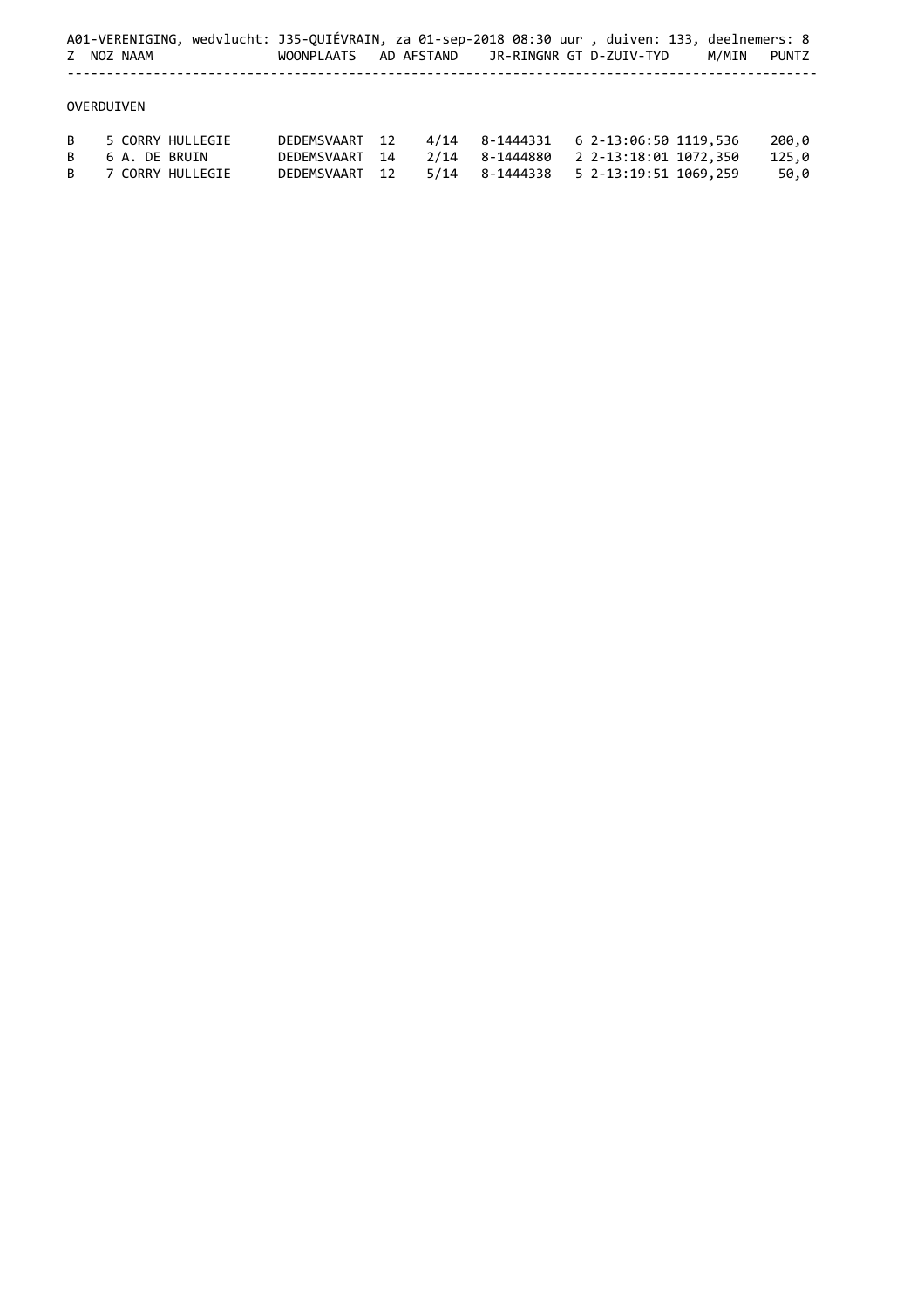A01-VERENIGING, wedvlucht: J35-QUIÉVRAIN, za 01-sep-2018 08:30 uur , duiven: 133, deelnemers: 8

| Z | NOZ | NAAM | WOONPLAATS | AD | AFSTAND | JR-RINGNR | GT | D-ZUIV-TYD | M/MIN | PUNTZ |
|---|---|---|---|---|---|---|---|---|---|---|
| OVERDUIVEN | | | | | | | | | | |
| B | 5 | CORRY HULLEGIE | DEDEMSVAART | 12 | 4/14 | 8-1444331 | 6 | 2-13:06:50 | 1119,536 | 200,0 |
| B | 6 | A. DE BRUIN | DEDEMSVAART | 14 | 2/14 | 8-1444880 | 2 | 2-13:18:01 | 1072,350 | 125,0 |
| B | 7 | CORRY HULLEGIE | DEDEMSVAART | 12 | 5/14 | 8-1444338 | 5 | 2-13:19:51 | 1069,259 | 50,0 |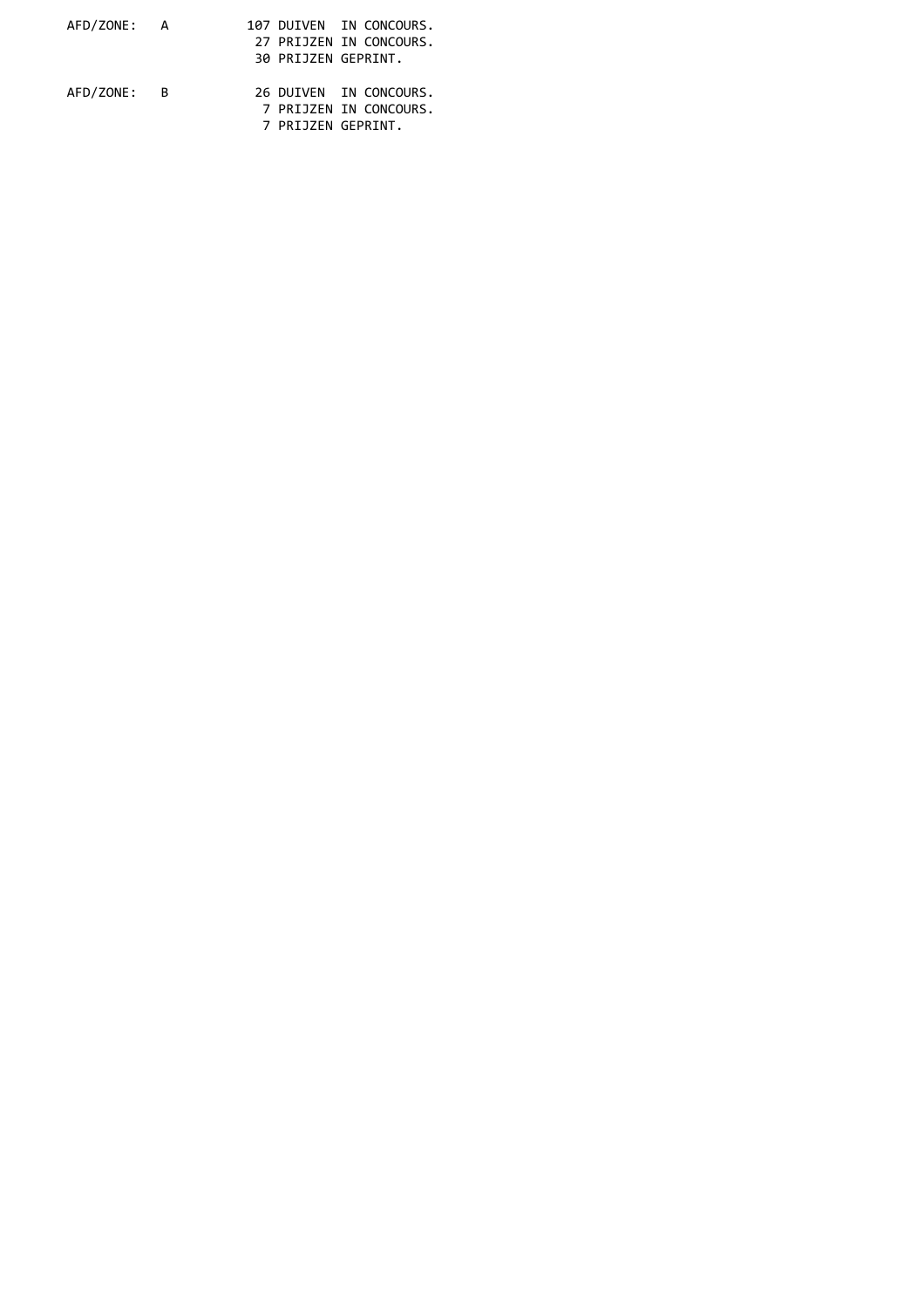```
AFD/ZONE:   A          107 DUIVEN  IN CONCOURS.
                        27 PRIJZEN IN CONCOURS.
                        30 PRIJZEN GEPRINT.

AFD/ZONE:   B           26 DUIVEN  IN CONCOURS.
                         7 PRIJZEN IN CONCOURS.
                         7 PRIJZEN GEPRINT.
```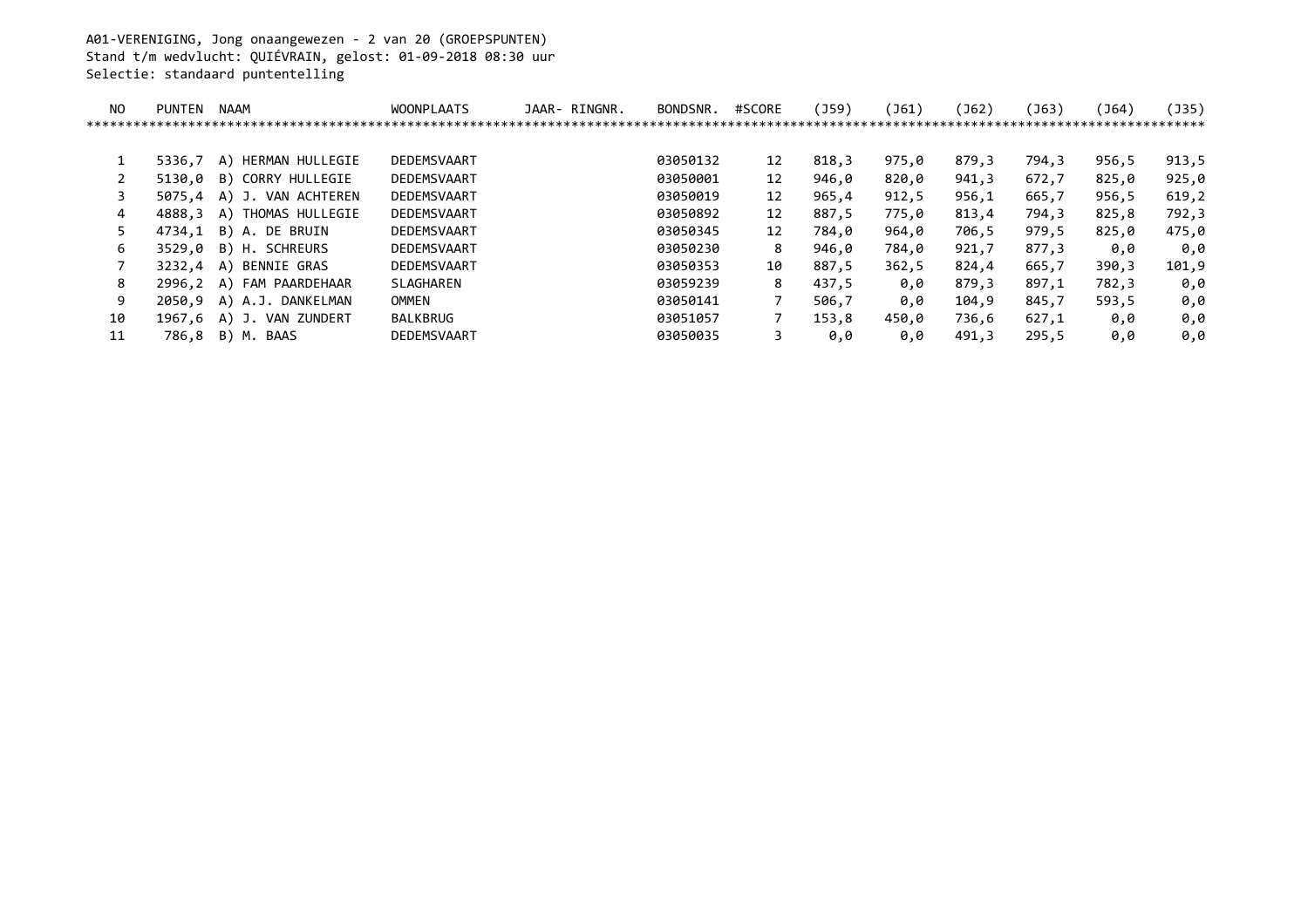A01-VERENIGING, Jong onaangewezen - 2 van 20 (GROEPSPUNTEN)
Stand t/m wedvlucht: QUIÉVRAIN, gelost: 01-09-2018 08:30 uur
Selectie: standaard puntentelling

| NO | PUNTEN | NAAM | WOONPLAATS | JAAR- RINGNR. | BONDSNR. | #SCORE | (J59) | (J61) | (J62) | (J63) | (J64) | (J35) |
|---|---|---|---|---|---|---|---|---|---|---|---|---|
| 1 | 5336,7 | A) HERMAN HULLEGIE | DEDEMSVAART | | 03050132 | 12 | 818,3 | 975,0 | 879,3 | 794,3 | 956,5 | 913,5 |
| 2 | 5130,0 | B) CORRY HULLEGIE | DEDEMSVAART | | 03050001 | 12 | 946,0 | 820,0 | 941,3 | 672,7 | 825,0 | 925,0 |
| 3 | 5075,4 | A) J. VAN ACHTEREN | DEDEMSVAART | | 03050019 | 12 | 965,4 | 912,5 | 956,1 | 665,7 | 956,5 | 619,2 |
| 4 | 4888,3 | A) THOMAS HULLEGIE | DEDEMSVAART | | 03050892 | 12 | 887,5 | 775,0 | 813,4 | 794,3 | 825,8 | 792,3 |
| 5 | 4734,1 | B) A. DE BRUIN | DEDEMSVAART | | 03050345 | 12 | 784,0 | 964,0 | 706,5 | 979,5 | 825,0 | 475,0 |
| 6 | 3529,0 | B) H. SCHREURS | DEDEMSVAART | | 03050230 | 8 | 946,0 | 784,0 | 921,7 | 877,3 | 0,0 | 0,0 |
| 7 | 3232,4 | A) BENNIE GRAS | DEDEMSVAART | | 03050353 | 10 | 887,5 | 362,5 | 824,4 | 665,7 | 390,3 | 101,9 |
| 8 | 2996,2 | A) FAM PAARDEHAAR | SLAGHAREN | | 03059239 | 8 | 437,5 | 0,0 | 879,3 | 897,1 | 782,3 | 0,0 |
| 9 | 2050,9 | A) A.J. DANKELMAN | OMMEN | | 03050141 | 7 | 506,7 | 0,0 | 104,9 | 845,7 | 593,5 | 0,0 |
| 10 | 1967,6 | A) J. VAN ZUNDERT | BALKBRUG | | 03051057 | 7 | 153,8 | 450,0 | 736,6 | 627,1 | 0,0 | 0,0 |
| 11 | 786,8 | B) M. BAAS | DEDEMSVAART | | 03050035 | 3 | 0,0 | 0,0 | 491,3 | 295,5 | 0,0 | 0,0 |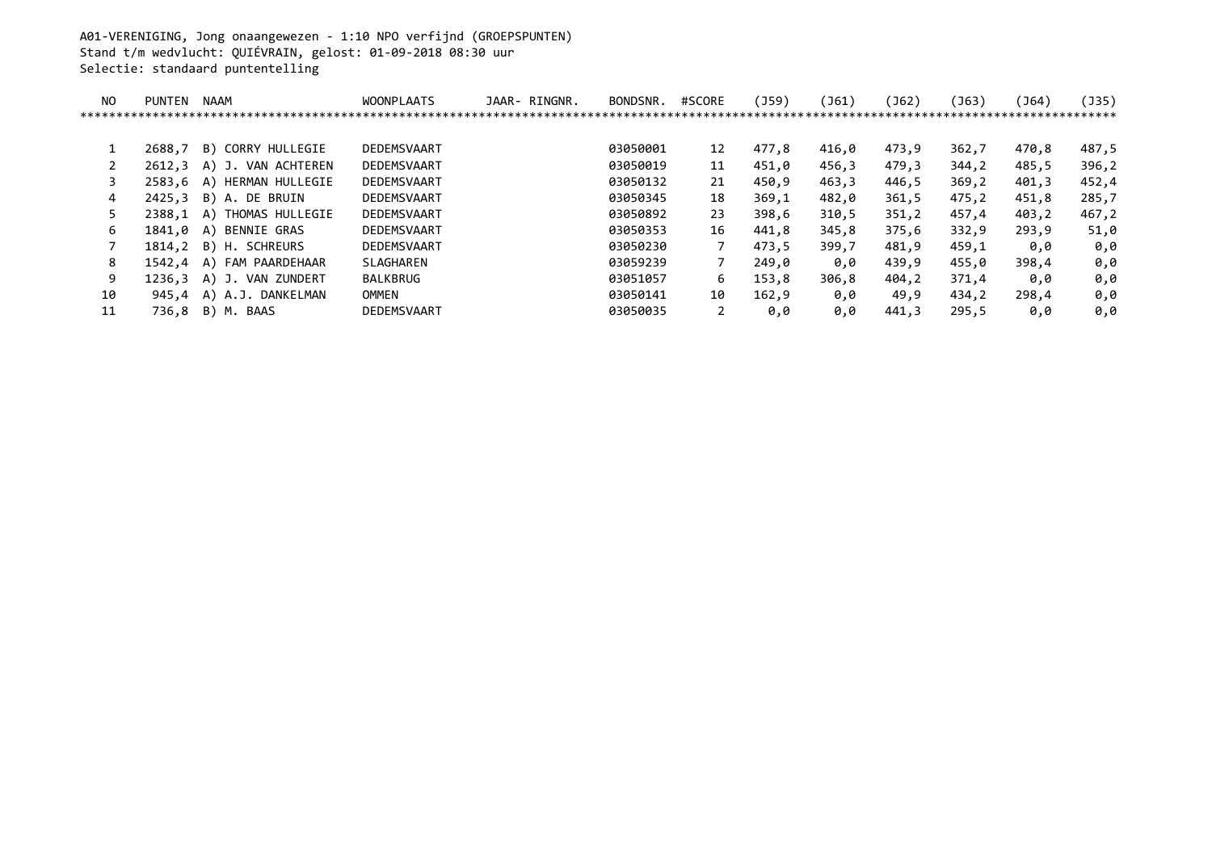A01-VERENIGING, Jong onaangewezen - 1:10 NPO verfijnd (GROEPSPUNTEN)
Stand t/m wedvlucht: QUIÉVRAIN, gelost: 01-09-2018 08:30 uur
Selectie: standaard puntentelling

| NO | PUNTEN | NAAM | WOONPLAATS | JAAR- RINGNR. | BONDSNR. | #SCORE | (J59) | (J61) | (J62) | (J63) | (J64) | (J35) |
|---|---|---|---|---|---|---|---|---|---|---|---|---|
| 1 | 2688,7 | B) CORRY HULLEGIE | DEDEMSVAART | | 03050001 | 12 | 477,8 | 416,0 | 473,9 | 362,7 | 470,8 | 487,5 |
| 2 | 2612,3 | A) J. VAN ACHTEREN | DEDEMSVAART | | 03050019 | 11 | 451,0 | 456,3 | 479,3 | 344,2 | 485,5 | 396,2 |
| 3 | 2583,6 | A) HERMAN HULLEGIE | DEDEMSVAART | | 03050132 | 21 | 450,9 | 463,3 | 446,5 | 369,2 | 401,3 | 452,4 |
| 4 | 2425,3 | B) A. DE BRUIN | DEDEMSVAART | | 03050345 | 18 | 369,1 | 482,0 | 361,5 | 475,2 | 451,8 | 285,7 |
| 5 | 2388,1 | A) THOMAS HULLEGIE | DEDEMSVAART | | 03050892 | 23 | 398,6 | 310,5 | 351,2 | 457,4 | 403,2 | 467,2 |
| 6 | 1841,0 | A) BENNIE GRAS | DEDEMSVAART | | 03050353 | 16 | 441,8 | 345,8 | 375,6 | 332,9 | 293,9 | 51,0 |
| 7 | 1814,2 | B) H. SCHREURS | DEDEMSVAART | | 03050230 | 7 | 473,5 | 399,7 | 481,9 | 459,1 | 0,0 | 0,0 |
| 8 | 1542,4 | A) FAM PAARDEHAAR | SLAGHAREN | | 03059239 | 7 | 249,0 | 0,0 | 439,9 | 455,0 | 398,4 | 0,0 |
| 9 | 1236,3 | A) J. VAN ZUNDERT | BALKBRUG | | 03051057 | 6 | 153,8 | 306,8 | 404,2 | 371,4 | 0,0 | 0,0 |
| 10 | 945,4 | A) A.J. DANKELMAN | OMMEN | | 03050141 | 10 | 162,9 | 0,0 | 49,9 | 434,2 | 298,4 | 0,0 |
| 11 | 736,8 | B) M. BAAS | DEDEMSVAART | | 03050035 | 2 | 0,0 | 0,0 | 441,3 | 295,5 | 0,0 | 0,0 |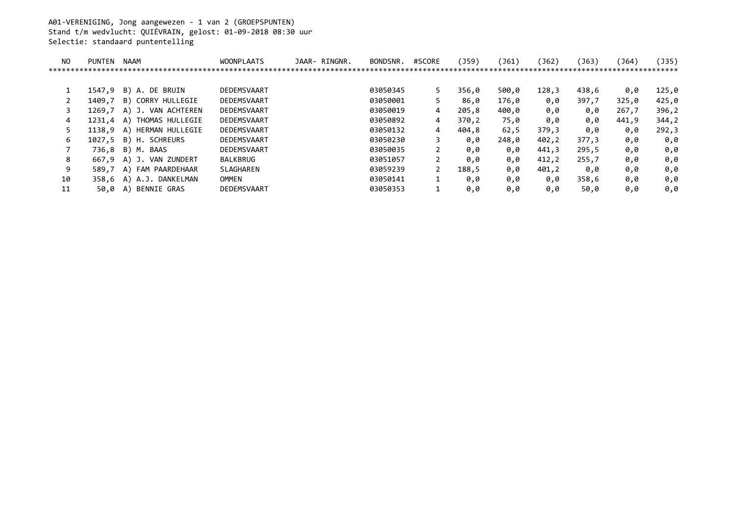A01-VERENIGING, Jong aangewezen - 1 van 2 (GROEPSPUNTEN)
Stand t/m wedvlucht: QUIÉVRAIN, gelost: 01-09-2018 08:30 uur
Selectie: standaard puntentelling

| NO | PUNTEN | NAAM | WOONPLAATS | JAAR- RINGNR. | BONDSNR. | #SCORE | (J59) | (J61) | (J62) | (J63) | (J64) | (J35) |
|---|---|---|---|---|---|---|---|---|---|---|---|---|
| 1 | 1547,9 | B) A. DE BRUIN | DEDEMSVAART | | 03050345 | 5 | 356,0 | 500,0 | 128,3 | 438,6 | 0,0 | 125,0 |
| 2 | 1409,7 | B) CORRY HULLEGIE | DEDEMSVAART | | 03050001 | 5 | 86,0 | 176,0 | 0,0 | 397,7 | 325,0 | 425,0 |
| 3 | 1269,7 | A) J. VAN ACHTEREN | DEDEMSVAART | | 03050019 | 4 | 205,8 | 400,0 | 0,0 | 0,0 | 267,7 | 396,2 |
| 4 | 1231,4 | A) THOMAS HULLEGIE | DEDEMSVAART | | 03050892 | 4 | 370,2 | 75,0 | 0,0 | 0,0 | 441,9 | 344,2 |
| 5 | 1138,9 | A) HERMAN HULLEGIE | DEDEMSVAART | | 03050132 | 4 | 404,8 | 62,5 | 379,3 | 0,0 | 0,0 | 292,3 |
| 6 | 1027,5 | B) H. SCHREURS | DEDEMSVAART | | 03050230 | 3 | 0,0 | 248,0 | 402,2 | 377,3 | 0,0 | 0,0 |
| 7 | 736,8 | B) M. BAAS | DEDEMSVAART | | 03050035 | 2 | 0,0 | 0,0 | 441,3 | 295,5 | 0,0 | 0,0 |
| 8 | 667,9 | A) J. VAN ZUNDERT | BALKBRUG | | 03051057 | 2 | 0,0 | 0,0 | 412,2 | 255,7 | 0,0 | 0,0 |
| 9 | 589,7 | A) FAM PAARDEHAAR | SLAGHAREN | | 03059239 | 2 | 188,5 | 0,0 | 401,2 | 0,0 | 0,0 | 0,0 |
| 10 | 358,6 | A) A.J. DANKELMAN | OMMEN | | 03050141 | 1 | 0,0 | 0,0 | 0,0 | 358,6 | 0,0 | 0,0 |
| 11 | 50,0 | A) BENNIE GRAS | DEDEMSVAART | | 03050353 | 1 | 0,0 | 0,0 | 0,0 | 50,0 | 0,0 | 0,0 |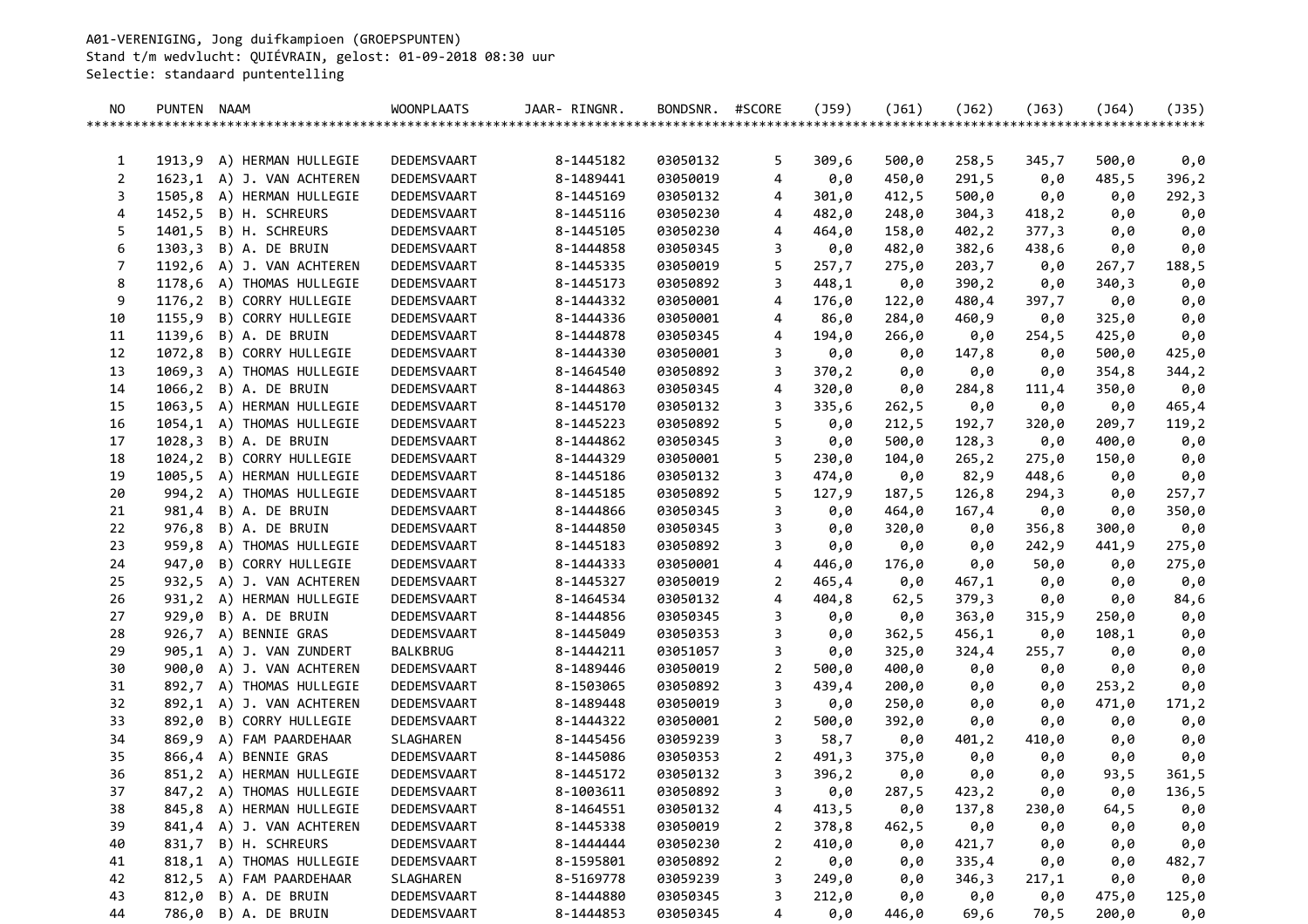A01-VERENIGING, Jong duifkampioen (GROEPSPUNTEN)
Stand t/m wedvlucht: QUIÉVRAIN, gelost: 01-09-2018 08:30 uur
Selectie: standaard puntentelling

| NO | PUNTEN | NAAM | WOONPLAATS | JAAR- RINGNR. | BONDSNR. | #SCORE | (J59) | (J61) | (J62) | (J63) | (J64) | (J35) |
|---|---|---|---|---|---|---|---|---|---|---|---|---|
| 1 | 1913,9 | A) HERMAN HULLEGIE | DEDEMSVAART | 8-1445182 | 03050132 | 5 | 309,6 | 500,0 | 258,5 | 345,7 | 500,0 | 0,0 |
| 2 | 1623,1 | A) J. VAN ACHTEREN | DEDEMSVAART | 8-1489441 | 03050019 | 4 | 0,0 | 450,0 | 291,5 | 0,0 | 485,5 | 396,2 |
| 3 | 1505,8 | A) HERMAN HULLEGIE | DEDEMSVAART | 8-1445169 | 03050132 | 4 | 301,0 | 412,5 | 500,0 | 0,0 | 0,0 | 292,3 |
| 4 | 1452,5 | B) H. SCHREURS | DEDEMSVAART | 8-1445116 | 03050230 | 4 | 482,0 | 248,0 | 304,3 | 418,2 | 0,0 | 0,0 |
| 5 | 1401,5 | B) H. SCHREURS | DEDEMSVAART | 8-1445105 | 03050230 | 4 | 464,0 | 158,0 | 402,2 | 377,3 | 0,0 | 0,0 |
| 6 | 1303,3 | B) A. DE BRUIN | DEDEMSVAART | 8-1444858 | 03050345 | 3 | 0,0 | 482,0 | 382,6 | 438,6 | 0,0 | 0,0 |
| 7 | 1192,6 | A) J. VAN ACHTEREN | DEDEMSVAART | 8-1445335 | 03050019 | 5 | 257,7 | 275,0 | 203,7 | 0,0 | 267,7 | 188,5 |
| 8 | 1178,6 | A) THOMAS HULLEGIE | DEDEMSVAART | 8-1445173 | 03050892 | 3 | 448,1 | 0,0 | 390,2 | 0,0 | 340,3 | 0,0 |
| 9 | 1176,2 | B) CORRY HULLEGIE | DEDEMSVAART | 8-1444332 | 03050001 | 4 | 176,0 | 122,0 | 480,4 | 397,7 | 0,0 | 0,0 |
| 10 | 1155,9 | B) CORRY HULLEGIE | DEDEMSVAART | 8-1444336 | 03050001 | 4 | 86,0 | 284,0 | 460,9 | 0,0 | 325,0 | 0,0 |
| 11 | 1139,6 | B) A. DE BRUIN | DEDEMSVAART | 8-1444878 | 03050345 | 4 | 194,0 | 266,0 | 0,0 | 254,5 | 425,0 | 0,0 |
| 12 | 1072,8 | B) CORRY HULLEGIE | DEDEMSVAART | 8-1444330 | 03050001 | 3 | 0,0 | 0,0 | 147,8 | 0,0 | 500,0 | 425,0 |
| 13 | 1069,3 | A) THOMAS HULLEGIE | DEDEMSVAART | 8-1464540 | 03050892 | 3 | 370,2 | 0,0 | 0,0 | 0,0 | 354,8 | 344,2 |
| 14 | 1066,2 | B) A. DE BRUIN | DEDEMSVAART | 8-1444863 | 03050345 | 4 | 320,0 | 0,0 | 284,8 | 111,4 | 350,0 | 0,0 |
| 15 | 1063,5 | A) HERMAN HULLEGIE | DEDEMSVAART | 8-1445170 | 03050132 | 3 | 335,6 | 262,5 | 0,0 | 0,0 | 0,0 | 465,4 |
| 16 | 1054,1 | A) THOMAS HULLEGIE | DEDEMSVAART | 8-1445223 | 03050892 | 5 | 0,0 | 212,5 | 192,7 | 320,0 | 209,7 | 119,2 |
| 17 | 1028,3 | B) A. DE BRUIN | DEDEMSVAART | 8-1444862 | 03050345 | 3 | 0,0 | 500,0 | 128,3 | 0,0 | 400,0 | 0,0 |
| 18 | 1024,2 | B) CORRY HULLEGIE | DEDEMSVAART | 8-1444329 | 03050001 | 5 | 230,0 | 104,0 | 265,2 | 275,0 | 150,0 | 0,0 |
| 19 | 1005,5 | A) HERMAN HULLEGIE | DEDEMSVAART | 8-1445186 | 03050132 | 3 | 474,0 | 0,0 | 82,9 | 448,6 | 0,0 | 0,0 |
| 20 | 994,2 | A) THOMAS HULLEGIE | DEDEMSVAART | 8-1445185 | 03050892 | 5 | 127,9 | 187,5 | 126,8 | 294,3 | 0,0 | 257,7 |
| 21 | 981,4 | B) A. DE BRUIN | DEDEMSVAART | 8-1444866 | 03050345 | 3 | 0,0 | 464,0 | 167,4 | 0,0 | 0,0 | 350,0 |
| 22 | 976,8 | B) A. DE BRUIN | DEDEMSVAART | 8-1444850 | 03050345 | 3 | 0,0 | 320,0 | 0,0 | 356,8 | 300,0 | 0,0 |
| 23 | 959,8 | A) THOMAS HULLEGIE | DEDEMSVAART | 8-1445183 | 03050892 | 3 | 0,0 | 0,0 | 0,0 | 242,9 | 441,9 | 275,0 |
| 24 | 947,0 | B) CORRY HULLEGIE | DEDEMSVAART | 8-1444333 | 03050001 | 4 | 446,0 | 176,0 | 0,0 | 50,0 | 0,0 | 275,0 |
| 25 | 932,5 | A) J. VAN ACHTEREN | DEDEMSVAART | 8-1445327 | 03050019 | 2 | 465,4 | 0,0 | 467,1 | 0,0 | 0,0 | 0,0 |
| 26 | 931,2 | A) HERMAN HULLEGIE | DEDEMSVAART | 8-1464534 | 03050132 | 4 | 404,8 | 62,5 | 379,3 | 0,0 | 0,0 | 84,6 |
| 27 | 929,0 | B) A. DE BRUIN | DEDEMSVAART | 8-1444856 | 03050345 | 3 | 0,0 | 0,0 | 363,0 | 315,9 | 250,0 | 0,0 |
| 28 | 926,7 | A) BENNIE GRAS | DEDEMSVAART | 8-1445049 | 03050353 | 3 | 0,0 | 362,5 | 456,1 | 0,0 | 108,1 | 0,0 |
| 29 | 905,1 | A) J. VAN ZUNDERT | BALKBRUG | 8-1444211 | 03051057 | 3 | 0,0 | 325,0 | 324,4 | 255,7 | 0,0 | 0,0 |
| 30 | 900,0 | A) J. VAN ACHTEREN | DEDEMSVAART | 8-1489446 | 03050019 | 2 | 500,0 | 400,0 | 0,0 | 0,0 | 0,0 | 0,0 |
| 31 | 892,7 | A) THOMAS HULLEGIE | DEDEMSVAART | 8-1503065 | 03050892 | 3 | 439,4 | 200,0 | 0,0 | 0,0 | 253,2 | 0,0 |
| 32 | 892,1 | A) J. VAN ACHTEREN | DEDEMSVAART | 8-1489448 | 03050019 | 3 | 0,0 | 250,0 | 0,0 | 0,0 | 471,0 | 171,2 |
| 33 | 892,0 | B) CORRY HULLEGIE | DEDEMSVAART | 8-1444322 | 03050001 | 2 | 500,0 | 392,0 | 0,0 | 0,0 | 0,0 | 0,0 |
| 34 | 869,9 | A) FAM PAARDEHAAR | SLAGHAREN | 8-1445456 | 03059239 | 3 | 58,7 | 0,0 | 401,2 | 410,0 | 0,0 | 0,0 |
| 35 | 866,4 | A) BENNIE GRAS | DEDEMSVAART | 8-1445086 | 03050353 | 2 | 491,3 | 375,0 | 0,0 | 0,0 | 0,0 | 0,0 |
| 36 | 851,2 | A) HERMAN HULLEGIE | DEDEMSVAART | 8-1445172 | 03050132 | 3 | 396,2 | 0,0 | 0,0 | 0,0 | 93,5 | 361,5 |
| 37 | 847,2 | A) THOMAS HULLEGIE | DEDEMSVAART | 8-1003611 | 03050892 | 3 | 0,0 | 287,5 | 423,2 | 0,0 | 0,0 | 136,5 |
| 38 | 845,8 | A) HERMAN HULLEGIE | DEDEMSVAART | 8-1464551 | 03050132 | 4 | 413,5 | 0,0 | 137,8 | 230,0 | 64,5 | 0,0 |
| 39 | 841,4 | A) J. VAN ACHTEREN | DEDEMSVAART | 8-1445338 | 03050019 | 2 | 378,8 | 462,5 | 0,0 | 0,0 | 0,0 | 0,0 |
| 40 | 831,7 | B) H. SCHREURS | DEDEMSVAART | 8-1444444 | 03050230 | 2 | 410,0 | 0,0 | 421,7 | 0,0 | 0,0 | 0,0 |
| 41 | 818,1 | A) THOMAS HULLEGIE | DEDEMSVAART | 8-1595801 | 03050892 | 2 | 0,0 | 0,0 | 335,4 | 0,0 | 0,0 | 482,7 |
| 42 | 812,5 | A) FAM PAARDEHAAR | SLAGHAREN | 8-5169778 | 03059239 | 3 | 249,0 | 0,0 | 346,3 | 217,1 | 0,0 | 0,0 |
| 43 | 812,0 | B) A. DE BRUIN | DEDEMSVAART | 8-1444880 | 03050345 | 3 | 212,0 | 0,0 | 0,0 | 0,0 | 475,0 | 125,0 |
| 44 | 786,0 | B) A. DE BRUIN | DEDEMSVAART | 8-1444853 | 03050345 | 4 | 0,0 | 446,0 | 69,6 | 70,5 | 200,0 | 0,0 |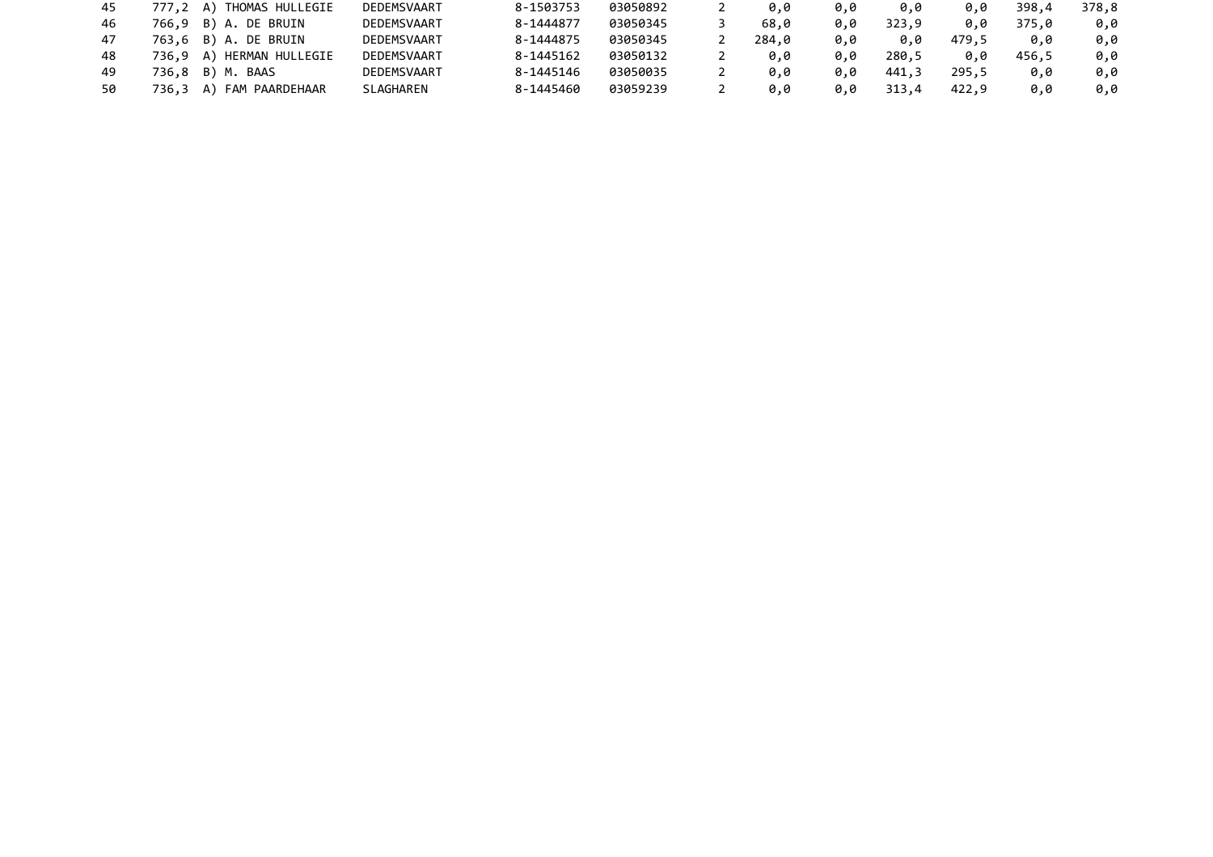| | | | | | | | | | | | | | |
|---|---|---|---|---|---|---|---|---|---|---|---|---|---|
| 45 | 777,2 | A) THOMAS HULLEGIE | DEDEMSVAART | 8-1503753 | 03050892 | 2 | 0,0 | 0,0 | 0,0 | 0,0 | 398,4 | 378,8 |
| 46 | 766,9 | B) A. DE BRUIN | DEDEMSVAART | 8-1444877 | 03050345 | 3 | 68,0 | 0,0 | 323,9 | 0,0 | 375,0 | 0,0 |
| 47 | 763,6 | B) A. DE BRUIN | DEDEMSVAART | 8-1444875 | 03050345 | 2 | 284,0 | 0,0 | 0,0 | 479,5 | 0,0 | 0,0 |
| 48 | 736,9 | A) HERMAN HULLEGIE | DEDEMSVAART | 8-1445162 | 03050132 | 2 | 0,0 | 0,0 | 280,5 | 0,0 | 456,5 | 0,0 |
| 49 | 736,8 | B) M. BAAS | DEDEMSVAART | 8-1445146 | 03050035 | 2 | 0,0 | 0,0 | 441,3 | 295,5 | 0,0 | 0,0 |
| 50 | 736,3 | A) FAM PAARDEHAAR | SLAGHAREN | 8-1445460 | 03059239 | 2 | 0,0 | 0,0 | 313,4 | 422,9 | 0,0 | 0,0 |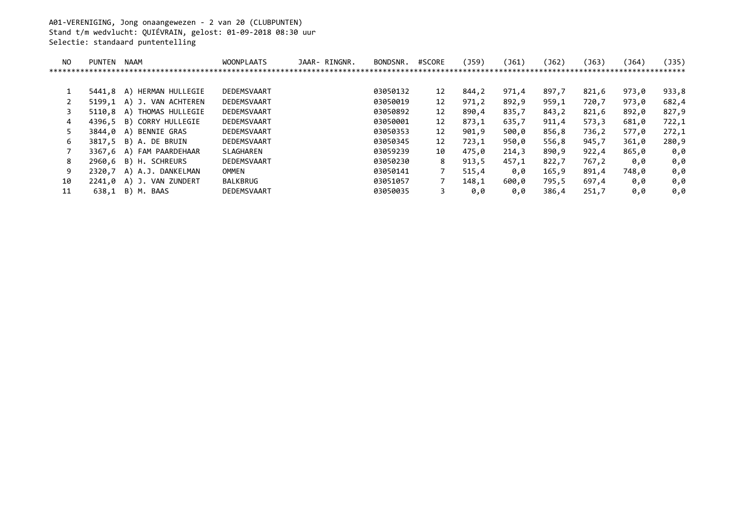A01-VERENIGING, Jong onaangewezen - 2 van 20 (CLUBPUNTEN)
Stand t/m wedvlucht: QUIÉVRAIN, gelost: 01-09-2018 08:30 uur
Selectie: standaard puntentelling

| NO | PUNTEN | NAAM | WOONPLAATS | JAAR- RINGNR. | BONDSNR. | #SCORE | (J59) | (J61) | (J62) | (J63) | (J64) | (J35) |
|---|---|---|---|---|---|---|---|---|---|---|---|---|
| 1 | 5441,8 | A) HERMAN HULLEGIE | DEDEMSVAART | | 03050132 | 12 | 844,2 | 971,4 | 897,7 | 821,6 | 973,0 | 933,8 |
| 2 | 5199,1 | A) J. VAN ACHTEREN | DEDEMSVAART | | 03050019 | 12 | 971,2 | 892,9 | 959,1 | 720,7 | 973,0 | 682,4 |
| 3 | 5110,8 | A) THOMAS HULLEGIE | DEDEMSVAART | | 03050892 | 12 | 890,4 | 835,7 | 843,2 | 821,6 | 892,0 | 827,9 |
| 4 | 4396,5 | B) CORRY HULLEGIE | DEDEMSVAART | | 03050001 | 12 | 873,1 | 635,7 | 911,4 | 573,3 | 681,0 | 722,1 |
| 5 | 3844,0 | A) BENNIE GRAS | DEDEMSVAART | | 03050353 | 12 | 901,9 | 500,0 | 856,8 | 736,2 | 577,0 | 272,1 |
| 6 | 3817,5 | B) A. DE BRUIN | DEDEMSVAART | | 03050345 | 12 | 723,1 | 950,0 | 556,8 | 945,7 | 361,0 | 280,9 |
| 7 | 3367,6 | A) FAM PAARDEHAAR | SLAGHAREN | | 03059239 | 10 | 475,0 | 214,3 | 890,9 | 922,4 | 865,0 | 0,0 |
| 8 | 2960,6 | B) H. SCHREURS | DEDEMSVAART | | 03050230 | 8 | 913,5 | 457,1 | 822,7 | 767,2 | 0,0 | 0,0 |
| 9 | 2320,7 | A) A.J. DANKELMAN | OMMEN | | 03050141 | 7 | 515,4 | 0,0 | 165,9 | 891,4 | 748,0 | 0,0 |
| 10 | 2241,0 | A) J. VAN ZUNDERT | BALKBRUG | | 03051057 | 7 | 148,1 | 600,0 | 795,5 | 697,4 | 0,0 | 0,0 |
| 11 | 638,1 | B) M. BAAS | DEDEMSVAART | | 03050035 | 3 | 0,0 | 0,0 | 386,4 | 251,7 | 0,0 | 0,0 |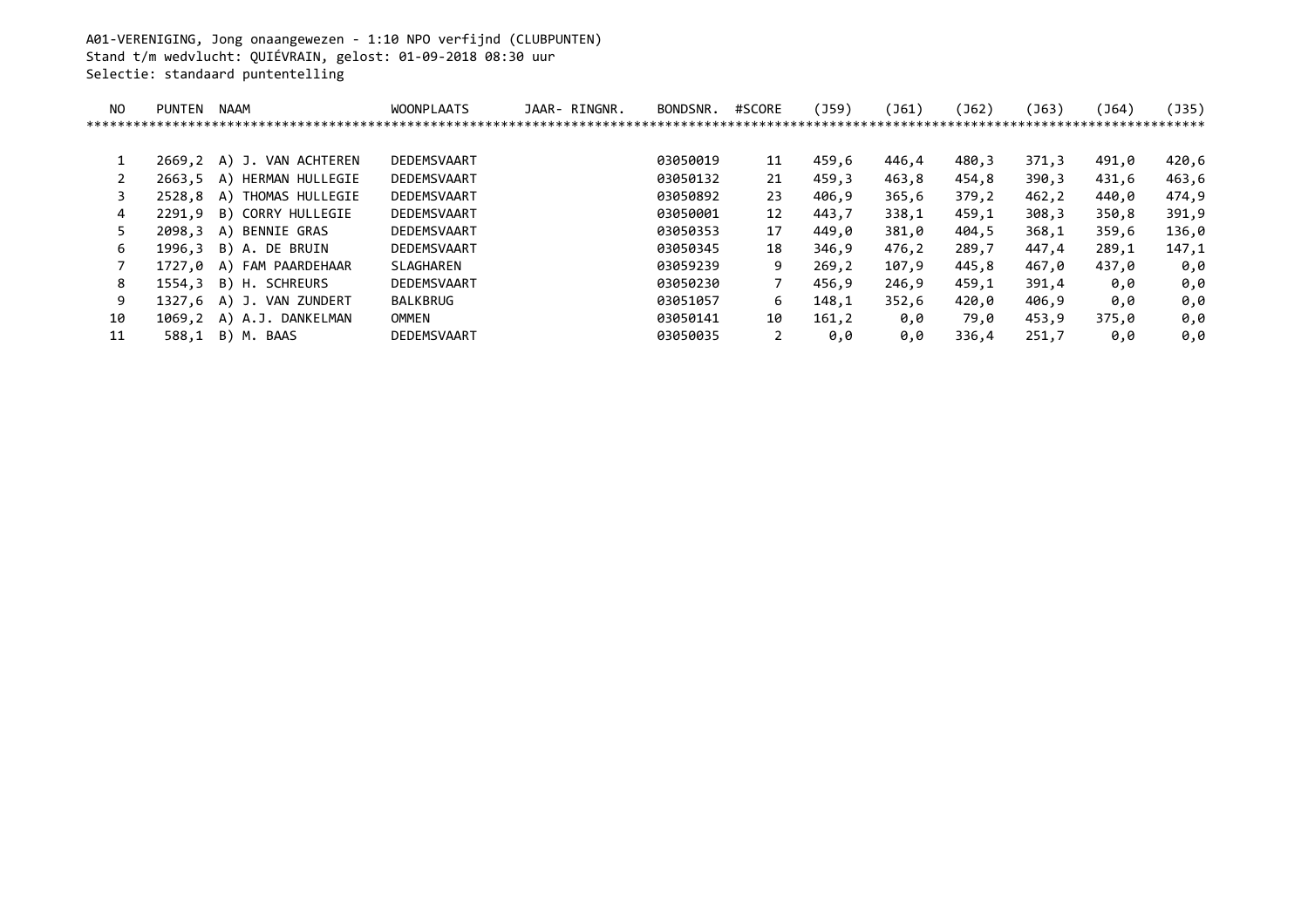A01-VERENIGING, Jong onaangewezen - 1:10 NPO verfijnd (CLUBPUNTEN)
Stand t/m wedvlucht: QUIÉVRAIN, gelost: 01-09-2018 08:30 uur
Selectie: standaard puntentelling

| NO | PUNTEN | NAAM | WOONPLAATS | JAAR- RINGNR. | BONDSNR. | #SCORE | (J59) | (J61) | (J62) | (J63) | (J64) | (J35) |
|---|---|---|---|---|---|---|---|---|---|---|---|---|
| 1 | 2669,2 | A) J. VAN ACHTEREN | DEDEMSVAART | | 03050019 | 11 | 459,6 | 446,4 | 480,3 | 371,3 | 491,0 | 420,6 |
| 2 | 2663,5 | A) HERMAN HULLEGIE | DEDEMSVAART | | 03050132 | 21 | 459,3 | 463,8 | 454,8 | 390,3 | 431,6 | 463,6 |
| 3 | 2528,8 | A) THOMAS HULLEGIE | DEDEMSVAART | | 03050892 | 23 | 406,9 | 365,6 | 379,2 | 462,2 | 440,0 | 474,9 |
| 4 | 2291,9 | B) CORRY HULLEGIE | DEDEMSVAART | | 03050001 | 12 | 443,7 | 338,1 | 459,1 | 308,3 | 350,8 | 391,9 |
| 5 | 2098,3 | A) BENNIE GRAS | DEDEMSVAART | | 03050353 | 17 | 449,0 | 381,0 | 404,5 | 368,1 | 359,6 | 136,0 |
| 6 | 1996,3 | B) A. DE BRUIN | DEDEMSVAART | | 03050345 | 18 | 346,9 | 476,2 | 289,7 | 447,4 | 289,1 | 147,1 |
| 7 | 1727,0 | A) FAM PAARDEHAAR | SLAGHAREN | | 03059239 | 9 | 269,2 | 107,9 | 445,8 | 467,0 | 437,0 | 0,0 |
| 8 | 1554,3 | B) H. SCHREURS | DEDEMSVAART | | 03050230 | 7 | 456,9 | 246,9 | 459,1 | 391,4 | 0,0 | 0,0 |
| 9 | 1327,6 | A) J. VAN ZUNDERT | BALKBRUG | | 03051057 | 6 | 148,1 | 352,6 | 420,0 | 406,9 | 0,0 | 0,0 |
| 10 | 1069,2 | A) A.J. DANKELMAN | OMMEN | | 03050141 | 10 | 161,2 | 0,0 | 79,0 | 453,9 | 375,0 | 0,0 |
| 11 | 588,1 | B) M. BAAS | DEDEMSVAART | | 03050035 | 2 | 0,0 | 0,0 | 336,4 | 251,7 | 0,0 | 0,0 |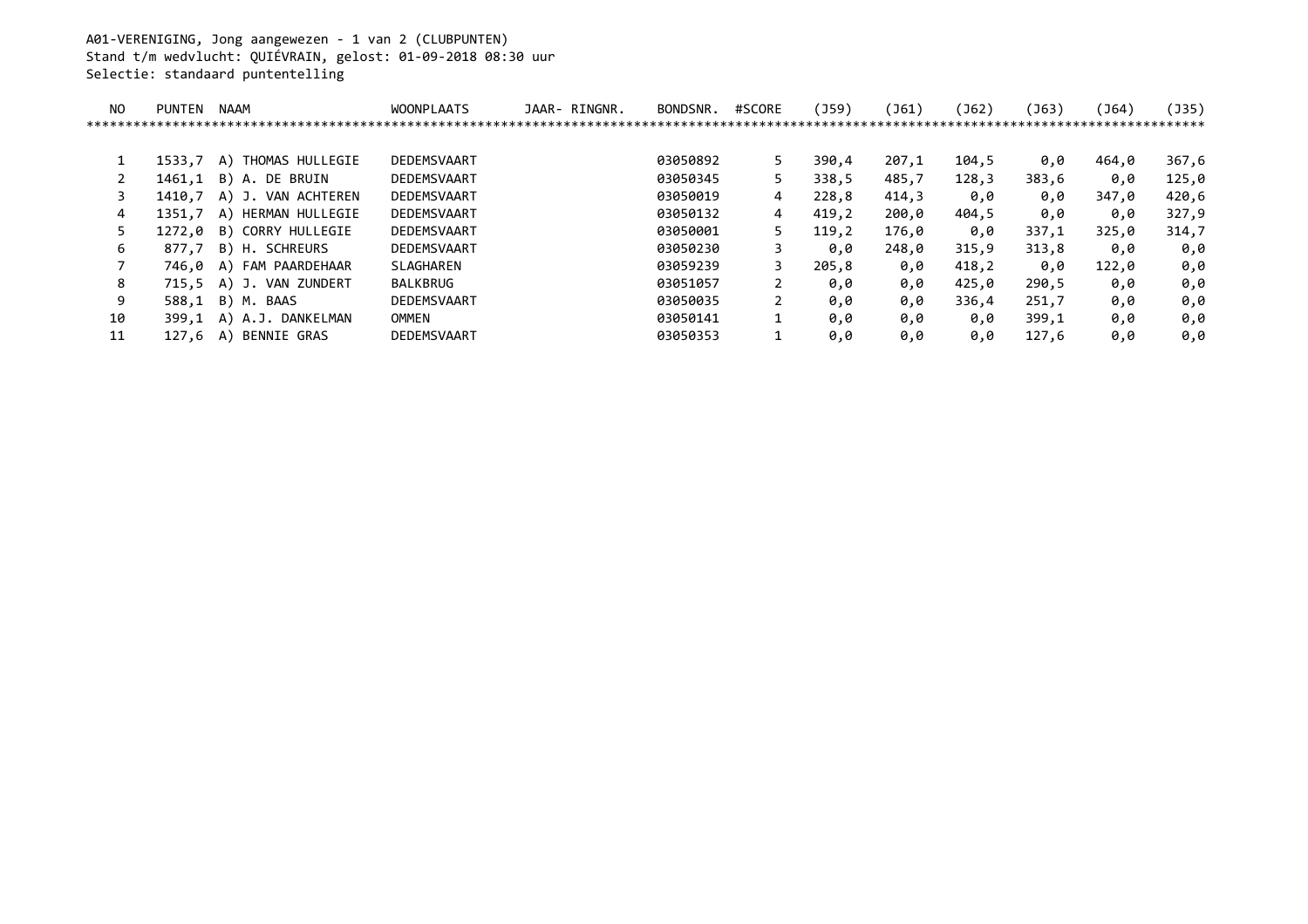A01-VERENIGING, Jong aangewezen - 1 van 2 (CLUBPUNTEN)
Stand t/m wedvlucht: QUIÉVRAIN, gelost: 01-09-2018 08:30 uur
Selectie: standaard puntentelling

| NO | PUNTEN | NAAM | WOONPLAATS | JAAR- RINGNR. | BONDSNR. | #SCORE | (J59) | (J61) | (J62) | (J63) | (J64) | (J35) |
|---|---|---|---|---|---|---|---|---|---|---|---|---|
| 1 | 1533,7 | A) THOMAS HULLEGIE | DEDEMSVAART | | 03050892 | 5 | 390,4 | 207,1 | 104,5 | 0,0 | 464,0 | 367,6 |
| 2 | 1461,1 | B) A. DE BRUIN | DEDEMSVAART | | 03050345 | 5 | 338,5 | 485,7 | 128,3 | 383,6 | 0,0 | 125,0 |
| 3 | 1410,7 | A) J. VAN ACHTEREN | DEDEMSVAART | | 03050019 | 4 | 228,8 | 414,3 | 0,0 | 0,0 | 347,0 | 420,6 |
| 4 | 1351,7 | A) HERMAN HULLEGIE | DEDEMSVAART | | 03050132 | 4 | 419,2 | 200,0 | 404,5 | 0,0 | 0,0 | 327,9 |
| 5 | 1272,0 | B) CORRY HULLEGIE | DEDEMSVAART | | 03050001 | 5 | 119,2 | 176,0 | 0,0 | 337,1 | 325,0 | 314,7 |
| 6 | 877,7 | B) H. SCHREURS | DEDEMSVAART | | 03050230 | 3 | 0,0 | 248,0 | 315,9 | 313,8 | 0,0 | 0,0 |
| 7 | 746,0 | A) FAM PAARDEHAAR | SLAGHAREN | | 03059239 | 3 | 205,8 | 0,0 | 418,2 | 0,0 | 122,0 | 0,0 |
| 8 | 715,5 | A) J. VAN ZUNDERT | BALKBRUG | | 03051057 | 2 | 0,0 | 0,0 | 425,0 | 290,5 | 0,0 | 0,0 |
| 9 | 588,1 | B) M. BAAS | DEDEMSVAART | | 03050035 | 2 | 0,0 | 0,0 | 336,4 | 251,7 | 0,0 | 0,0 |
| 10 | 399,1 | A) A.J. DANKELMAN | OMMEN | | 03050141 | 1 | 0,0 | 0,0 | 0,0 | 399,1 | 0,0 | 0,0 |
| 11 | 127,6 | A) BENNIE GRAS | DEDEMSVAART | | 03050353 | 1 | 0,0 | 0,0 | 0,0 | 127,6 | 0,0 | 0,0 |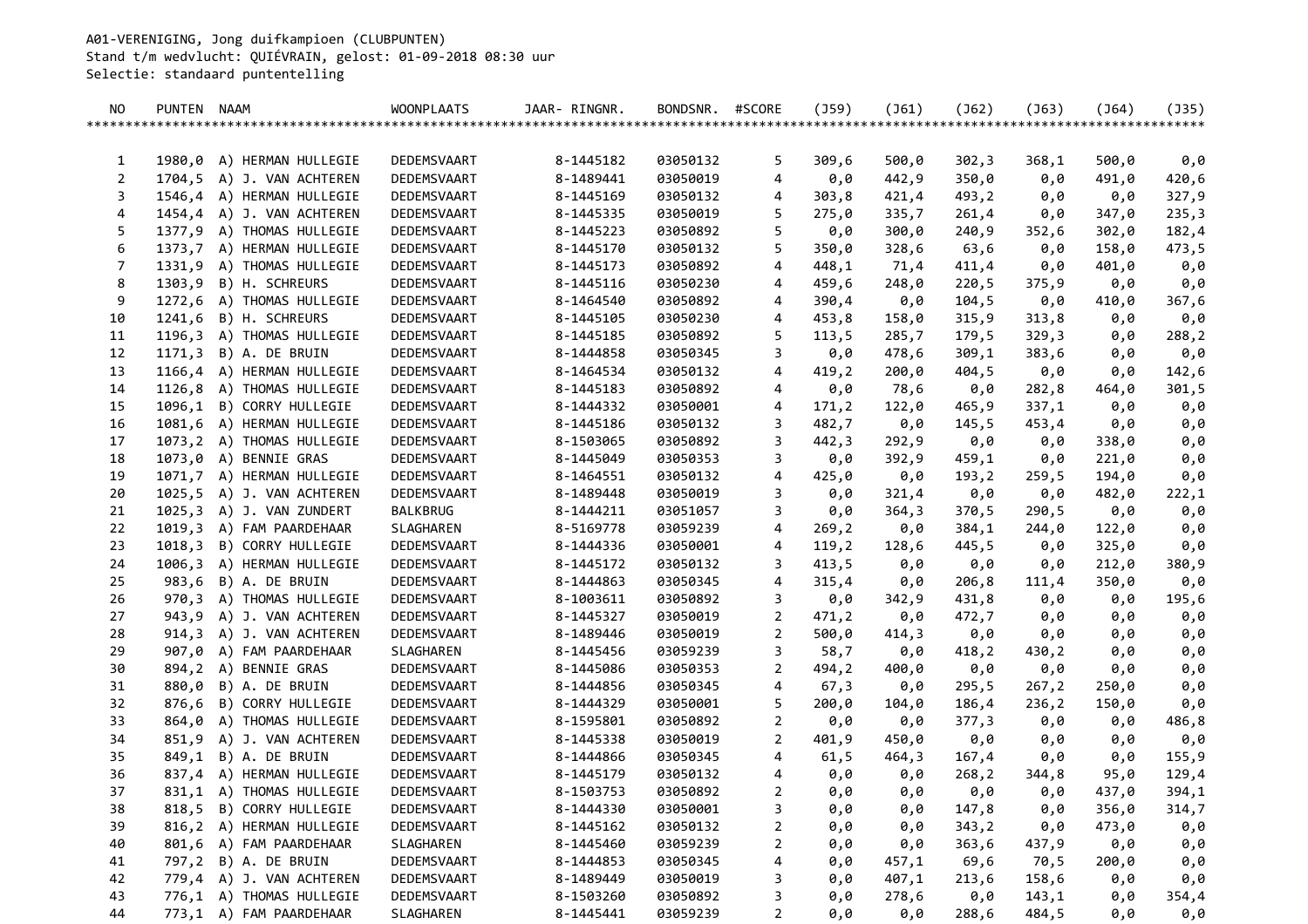A01-VERENIGING, Jong duifkampioen (CLUBPUNTEN)
Stand t/m wedvlucht: QUIÉVRAIN, gelost: 01-09-2018 08:30 uur
Selectie: standaard puntentelling

| NO | PUNTEN | NAAM | WOONPLAATS | JAAR- RINGNR. | BONDSNR. | #SCORE | (J59) | (J61) | (J62) | (J63) | (J64) | (J35) |
|---|---|---|---|---|---|---|---|---|---|---|---|---|
| 1 | 1980,0 | A) HERMAN HULLEGIE | DEDEMSVAART | 8-1445182 | 03050132 | 5 | 309,6 | 500,0 | 302,3 | 368,1 | 500,0 | 0,0 |
| 2 | 1704,5 | A) J. VAN ACHTEREN | DEDEMSVAART | 8-1489441 | 03050019 | 4 | 0,0 | 442,9 | 350,0 | 0,0 | 491,0 | 420,6 |
| 3 | 1546,4 | A) HERMAN HULLEGIE | DEDEMSVAART | 8-1445169 | 03050132 | 4 | 303,8 | 421,4 | 493,2 | 0,0 | 0,0 | 327,9 |
| 4 | 1454,4 | A) J. VAN ACHTEREN | DEDEMSVAART | 8-1445335 | 03050019 | 5 | 275,0 | 335,7 | 261,4 | 0,0 | 347,0 | 235,3 |
| 5 | 1377,9 | A) THOMAS HULLEGIE | DEDEMSVAART | 8-1445223 | 03050892 | 5 | 0,0 | 300,0 | 240,9 | 352,6 | 302,0 | 182,4 |
| 6 | 1373,7 | A) HERMAN HULLEGIE | DEDEMSVAART | 8-1445170 | 03050132 | 5 | 350,0 | 328,6 | 63,6 | 0,0 | 158,0 | 473,5 |
| 7 | 1331,9 | A) THOMAS HULLEGIE | DEDEMSVAART | 8-1445173 | 03050892 | 4 | 448,1 | 71,4 | 411,4 | 0,0 | 401,0 | 0,0 |
| 8 | 1303,9 | B) H. SCHREURS | DEDEMSVAART | 8-1445116 | 03050230 | 4 | 459,6 | 248,0 | 220,5 | 375,9 | 0,0 | 0,0 |
| 9 | 1272,6 | A) THOMAS HULLEGIE | DEDEMSVAART | 8-1464540 | 03050892 | 4 | 390,4 | 0,0 | 104,5 | 0,0 | 410,0 | 367,6 |
| 10 | 1241,6 | B) H. SCHREURS | DEDEMSVAART | 8-1445105 | 03050230 | 4 | 453,8 | 158,0 | 315,9 | 313,8 | 0,0 | 0,0 |
| 11 | 1196,3 | A) THOMAS HULLEGIE | DEDEMSVAART | 8-1445185 | 03050892 | 5 | 113,5 | 285,7 | 179,5 | 329,3 | 0,0 | 288,2 |
| 12 | 1171,3 | B) A. DE BRUIN | DEDEMSVAART | 8-1444858 | 03050345 | 3 | 0,0 | 478,6 | 309,1 | 383,6 | 0,0 | 0,0 |
| 13 | 1166,4 | A) HERMAN HULLEGIE | DEDEMSVAART | 8-1464534 | 03050132 | 4 | 419,2 | 200,0 | 404,5 | 0,0 | 0,0 | 142,6 |
| 14 | 1126,8 | A) THOMAS HULLEGIE | DEDEMSVAART | 8-1445183 | 03050892 | 4 | 0,0 | 78,6 | 0,0 | 282,8 | 464,0 | 301,5 |
| 15 | 1096,1 | B) CORRY HULLEGIE | DEDEMSVAART | 8-1444332 | 03050001 | 4 | 171,2 | 122,0 | 465,9 | 337,1 | 0,0 | 0,0 |
| 16 | 1081,6 | A) HERMAN HULLEGIE | DEDEMSVAART | 8-1445186 | 03050132 | 3 | 482,7 | 0,0 | 145,5 | 453,4 | 0,0 | 0,0 |
| 17 | 1073,2 | A) THOMAS HULLEGIE | DEDEMSVAART | 8-1503065 | 03050892 | 3 | 442,3 | 292,9 | 0,0 | 0,0 | 338,0 | 0,0 |
| 18 | 1073,0 | A) BENNIE GRAS | DEDEMSVAART | 8-1445049 | 03050353 | 3 | 0,0 | 392,9 | 459,1 | 0,0 | 221,0 | 0,0 |
| 19 | 1071,7 | A) HERMAN HULLEGIE | DEDEMSVAART | 8-1464551 | 03050132 | 4 | 425,0 | 0,0 | 193,2 | 259,5 | 194,0 | 0,0 |
| 20 | 1025,5 | A) J. VAN ACHTEREN | DEDEMSVAART | 8-1489448 | 03050019 | 3 | 0,0 | 321,4 | 0,0 | 0,0 | 482,0 | 222,1 |
| 21 | 1025,3 | A) J. VAN ZUNDERT | BALKBRUG | 8-1444211 | 03051057 | 3 | 0,0 | 364,3 | 370,5 | 290,5 | 0,0 | 0,0 |
| 22 | 1019,3 | A) FAM PAARDEHAAR | SLAGHAREN | 8-5169778 | 03059239 | 4 | 269,2 | 0,0 | 384,1 | 244,0 | 122,0 | 0,0 |
| 23 | 1018,3 | B) CORRY HULLEGIE | DEDEMSVAART | 8-1444336 | 03050001 | 4 | 119,2 | 128,6 | 445,5 | 0,0 | 325,0 | 0,0 |
| 24 | 1006,3 | A) HERMAN HULLEGIE | DEDEMSVAART | 8-1445172 | 03050132 | 3 | 413,5 | 0,0 | 0,0 | 0,0 | 212,0 | 380,9 |
| 25 | 983,6 | B) A. DE BRUIN | DEDEMSVAART | 8-1444863 | 03050345 | 4 | 315,4 | 0,0 | 206,8 | 111,4 | 350,0 | 0,0 |
| 26 | 970,3 | A) THOMAS HULLEGIE | DEDEMSVAART | 8-1003611 | 03050892 | 3 | 0,0 | 342,9 | 431,8 | 0,0 | 0,0 | 195,6 |
| 27 | 943,9 | A) J. VAN ACHTEREN | DEDEMSVAART | 8-1445327 | 03050019 | 2 | 471,2 | 0,0 | 472,7 | 0,0 | 0,0 | 0,0 |
| 28 | 914,3 | A) J. VAN ACHTEREN | DEDEMSVAART | 8-1489446 | 03050019 | 2 | 500,0 | 414,3 | 0,0 | 0,0 | 0,0 | 0,0 |
| 29 | 907,0 | A) FAM PAARDEHAAR | SLAGHAREN | 8-1445456 | 03059239 | 3 | 58,7 | 0,0 | 418,2 | 430,2 | 0,0 | 0,0 |
| 30 | 894,2 | A) BENNIE GRAS | DEDEMSVAART | 8-1445086 | 03050353 | 2 | 494,2 | 400,0 | 0,0 | 0,0 | 0,0 | 0,0 |
| 31 | 880,0 | B) A. DE BRUIN | DEDEMSVAART | 8-1444856 | 03050345 | 4 | 67,3 | 0,0 | 295,5 | 267,2 | 250,0 | 0,0 |
| 32 | 876,6 | B) CORRY HULLEGIE | DEDEMSVAART | 8-1444329 | 03050001 | 5 | 200,0 | 104,0 | 186,4 | 236,2 | 150,0 | 0,0 |
| 33 | 864,0 | A) THOMAS HULLEGIE | DEDEMSVAART | 8-1595801 | 03050892 | 2 | 0,0 | 0,0 | 377,3 | 0,0 | 0,0 | 486,8 |
| 34 | 851,9 | A) J. VAN ACHTEREN | DEDEMSVAART | 8-1445338 | 03050019 | 2 | 401,9 | 450,0 | 0,0 | 0,0 | 0,0 | 0,0 |
| 35 | 849,1 | B) A. DE BRUIN | DEDEMSVAART | 8-1444866 | 03050345 | 4 | 61,5 | 464,3 | 167,4 | 0,0 | 0,0 | 155,9 |
| 36 | 837,4 | A) HERMAN HULLEGIE | DEDEMSVAART | 8-1445179 | 03050132 | 4 | 0,0 | 0,0 | 268,2 | 344,8 | 95,0 | 129,4 |
| 37 | 831,1 | A) THOMAS HULLEGIE | DEDEMSVAART | 8-1503753 | 03050892 | 2 | 0,0 | 0,0 | 0,0 | 0,0 | 437,0 | 394,1 |
| 38 | 818,5 | B) CORRY HULLEGIE | DEDEMSVAART | 8-1444330 | 03050001 | 3 | 0,0 | 0,0 | 147,8 | 0,0 | 356,0 | 314,7 |
| 39 | 816,2 | A) HERMAN HULLEGIE | DEDEMSVAART | 8-1445162 | 03050132 | 2 | 0,0 | 0,0 | 343,2 | 0,0 | 473,0 | 0,0 |
| 40 | 801,6 | A) FAM PAARDEHAAR | SLAGHAREN | 8-1445460 | 03059239 | 2 | 0,0 | 0,0 | 363,6 | 437,9 | 0,0 | 0,0 |
| 41 | 797,2 | B) A. DE BRUIN | DEDEMSVAART | 8-1444853 | 03050345 | 4 | 0,0 | 457,1 | 69,6 | 70,5 | 200,0 | 0,0 |
| 42 | 779,4 | A) J. VAN ACHTEREN | DEDEMSVAART | 8-1489449 | 03050019 | 3 | 0,0 | 407,1 | 213,6 | 158,6 | 0,0 | 0,0 |
| 43 | 776,1 | A) THOMAS HULLEGIE | DEDEMSVAART | 8-1503260 | 03050892 | 3 | 0,0 | 278,6 | 0,0 | 143,1 | 0,0 | 354,4 |
| 44 | 773,1 | A) FAM PAARDEHAAR | SLAGHAREN | 8-1445441 | 03059239 | 2 | 0,0 | 0,0 | 288,6 | 484,5 | 0,0 | 0,0 |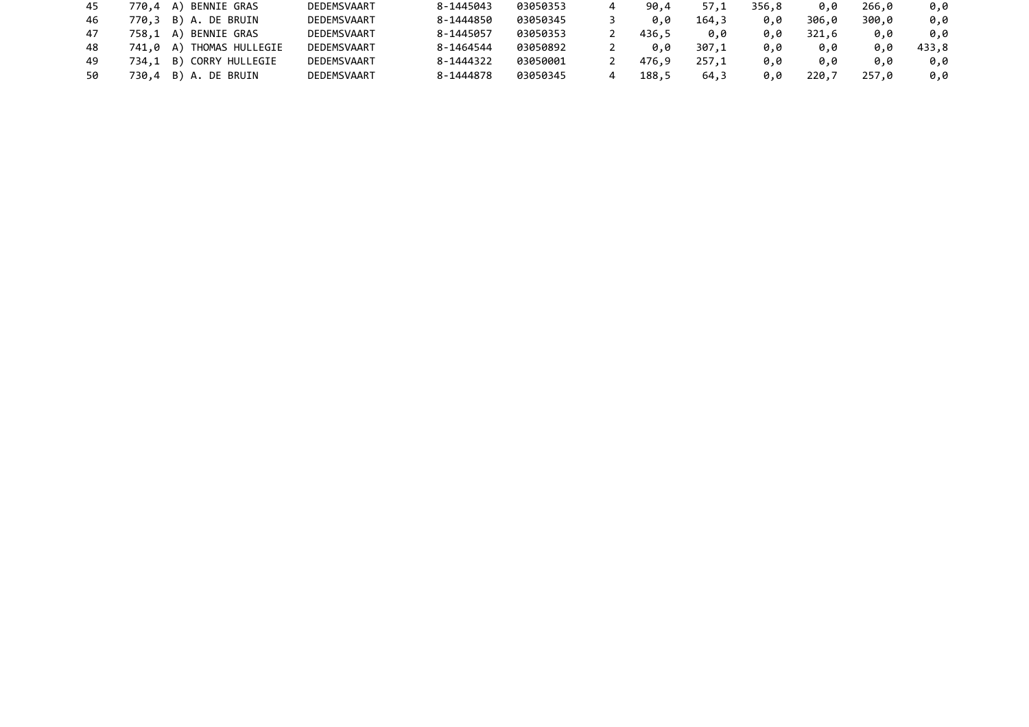| | | | | | | | | | | | | |
|---|---|---|---|---|---|---|---|---|---|---|---|---|
| 45 | 770,4 | A) BENNIE GRAS | DEDEMSVAART | 8-1445043 | 03050353 | 4 | 90,4 | 57,1 | 356,8 | 0,0 | 266,0 | 0,0 |
| 46 | 770,3 | B) A. DE BRUIN | DEDEMSVAART | 8-1444850 | 03050345 | 3 | 0,0 | 164,3 | 0,0 | 306,0 | 300,0 | 0,0 |
| 47 | 758,1 | A) BENNIE GRAS | DEDEMSVAART | 8-1445057 | 03050353 | 2 | 436,5 | 0,0 | 0,0 | 321,6 | 0,0 | 0,0 |
| 48 | 741,0 | A) THOMAS HULLEGIE | DEDEMSVAART | 8-1464544 | 03050892 | 2 | 0,0 | 307,1 | 0,0 | 0,0 | 0,0 | 433,8 |
| 49 | 734,1 | B) CORRY HULLEGIE | DEDEMSVAART | 8-1444322 | 03050001 | 2 | 476,9 | 257,1 | 0,0 | 0,0 | 0,0 | 0,0 |
| 50 | 730,4 | B) A. DE BRUIN | DEDEMSVAART | 8-1444878 | 03050345 | 4 | 188,5 | 64,3 | 0,0 | 220,7 | 257,0 | 0,0 |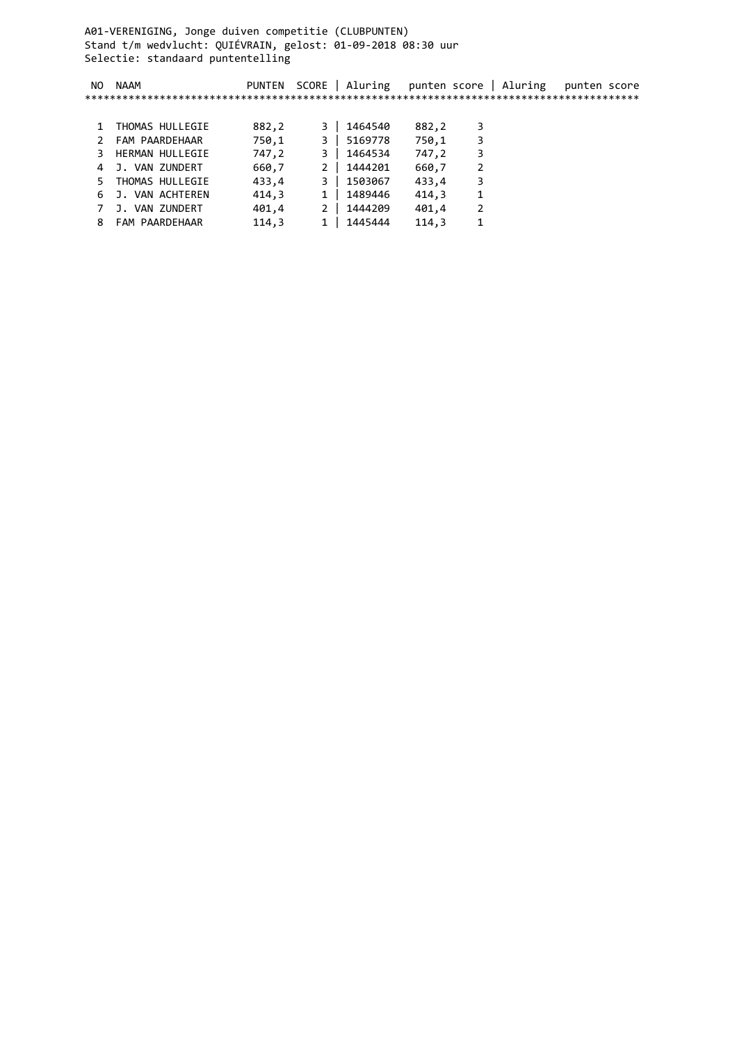A01-VERENIGING, Jonge duiven competitie (CLUBPUNTEN)
Stand t/m wedvlucht: QUIÉVRAIN, gelost: 01-09-2018 08:30 uur
Selectie: standaard puntentelling

| NO | NAAM | PUNTEN | SCORE | Aluring | punten | score | Aluring | punten | score |
|---|---|---|---|---|---|---|---|---|---|
| 1 | THOMAS HULLEGIE | 882,2 | 3 | 1464540 | 882,2 | 3 | | | |
| 2 | FAM PAARDEHAAR | 750,1 | 3 | 5169778 | 750,1 | 3 | | | |
| 3 | HERMAN HULLEGIE | 747,2 | 3 | 1464534 | 747,2 | 3 | | | |
| 4 | J. VAN ZUNDERT | 660,7 | 2 | 1444201 | 660,7 | 2 | | | |
| 5 | THOMAS HULLEGIE | 433,4 | 3 | 1503067 | 433,4 | 3 | | | |
| 6 | J. VAN ACHTEREN | 414,3 | 1 | 1489446 | 414,3 | 1 | | | |
| 7 | J. VAN ZUNDERT | 401,4 | 2 | 1444209 | 401,4 | 2 | | | |
| 8 | FAM PAARDEHAAR | 114,3 | 1 | 1445444 | 114,3 | 1 | | | |